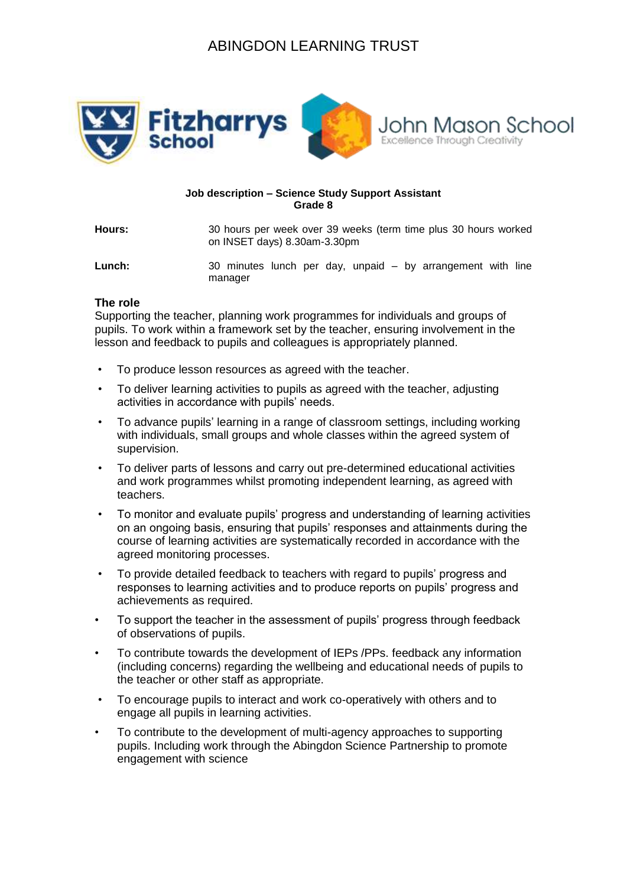# ABINGDON LEARNING TRUST

Fitzharrys School

John Mason School
Excellence Through Creativity

**Job description – Science Study Support Assistant**
**Grade 8**

| | |
|---|---|
| **Hours:** | 30 hours per week over 39 weeks (term time plus 30 hours worked on INSET days) 8.30am-3.30pm |
| **Lunch:** | 30 minutes lunch per day, unpaid – by arrangement with line manager |

**The role**

Supporting the teacher, planning work programmes for individuals and groups of pupils. To work within a framework set by the teacher, ensuring involvement in the lesson and feedback to pupils and colleagues is appropriately planned.

- To produce lesson resources as agreed with the teacher.
- To deliver learning activities to pupils as agreed with the teacher, adjusting activities in accordance with pupils' needs.
- To advance pupils' learning in a range of classroom settings, including working with individuals, small groups and whole classes within the agreed system of supervision.
- To deliver parts of lessons and carry out pre-determined educational activities and work programmes whilst promoting independent learning, as agreed with teachers.
- To monitor and evaluate pupils' progress and understanding of learning activities on an ongoing basis, ensuring that pupils' responses and attainments during the course of learning activities are systematically recorded in accordance with the agreed monitoring processes.
- To provide detailed feedback to teachers with regard to pupils' progress and responses to learning activities and to produce reports on pupils' progress and achievements as required.
- To support the teacher in the assessment of pupils' progress through feedback of observations of pupils.
- To contribute towards the development of IEPs /PPs. feedback any information (including concerns) regarding the wellbeing and educational needs of pupils to the teacher or other staff as appropriate.
- To encourage pupils to interact and work co-operatively with others and to engage all pupils in learning activities.
- To contribute to the development of multi-agency approaches to supporting pupils. Including work through the Abingdon Science Partnership to promote engagement with science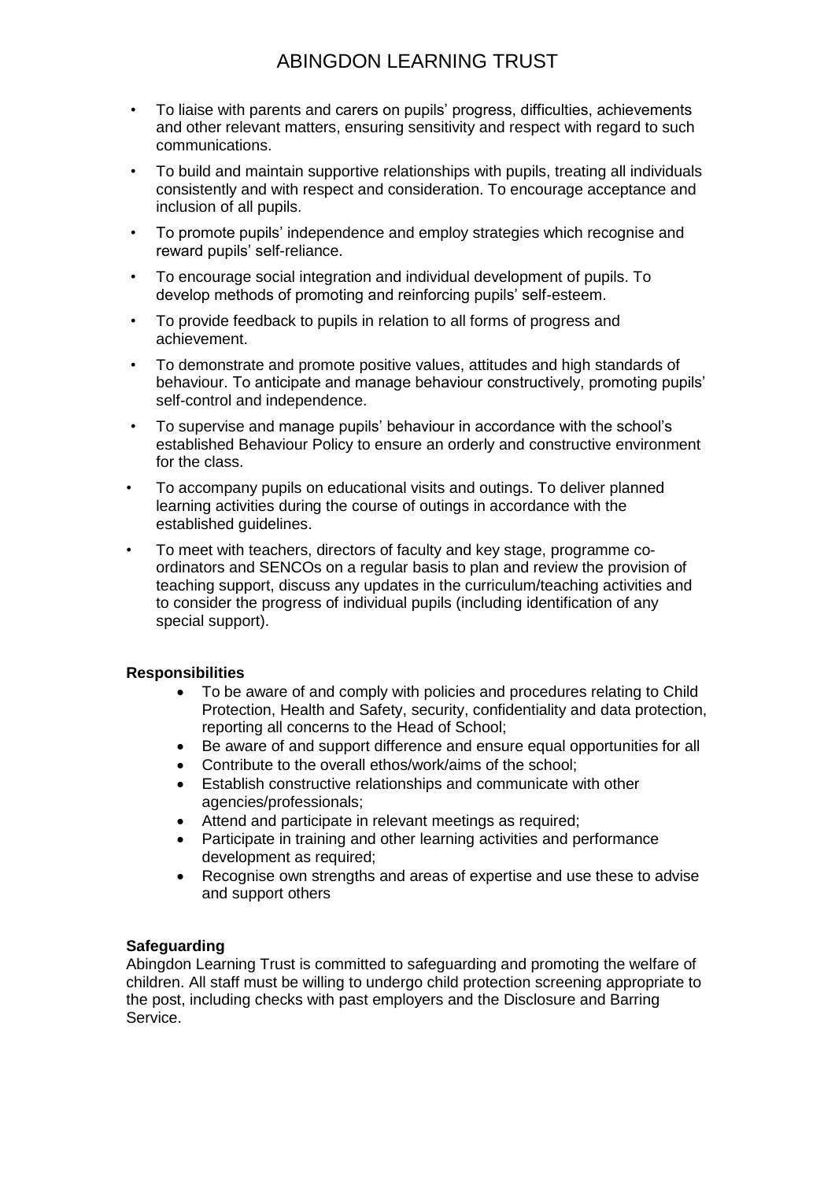- To liaise with parents and carers on pupils' progress, difficulties, achievements and other relevant matters, ensuring sensitivity and respect with regard to such communications.
- To build and maintain supportive relationships with pupils, treating all individuals consistently and with respect and consideration. To encourage acceptance and inclusion of all pupils.
- To promote pupils' independence and employ strategies which recognise and reward pupils' self-reliance.
- To encourage social integration and individual development of pupils. To develop methods of promoting and reinforcing pupils' self-esteem.
- To provide feedback to pupils in relation to all forms of progress and achievement.
- To demonstrate and promote positive values, attitudes and high standards of behaviour. To anticipate and manage behaviour constructively, promoting pupils' self-control and independence.
- To supervise and manage pupils' behaviour in accordance with the school's established Behaviour Policy to ensure an orderly and constructive environment for the class.
- To accompany pupils on educational visits and outings. To deliver planned learning activities during the course of outings in accordance with the established guidelines.
- To meet with teachers, directors of faculty and key stage, programme co-ordinators and SENCOs on a regular basis to plan and review the provision of teaching support, discuss any updates in the curriculum/teaching activities and to consider the progress of individual pupils (including identification of any special support).

**Responsibilities**

- To be aware of and comply with policies and procedures relating to Child Protection, Health and Safety, security, confidentiality and data protection, reporting all concerns to the Head of School;
- Be aware of and support difference and ensure equal opportunities for all
- Contribute to the overall ethos/work/aims of the school;
- Establish constructive relationships and communicate with other agencies/professionals;
- Attend and participate in relevant meetings as required;
- Participate in training and other learning activities and performance development as required;
- Recognise own strengths and areas of expertise and use these to advise and support others

**Safeguarding**

Abingdon Learning Trust is committed to safeguarding and promoting the welfare of children. All staff must be willing to undergo child protection screening appropriate to the post, including checks with past employers and the Disclosure and Barring Service.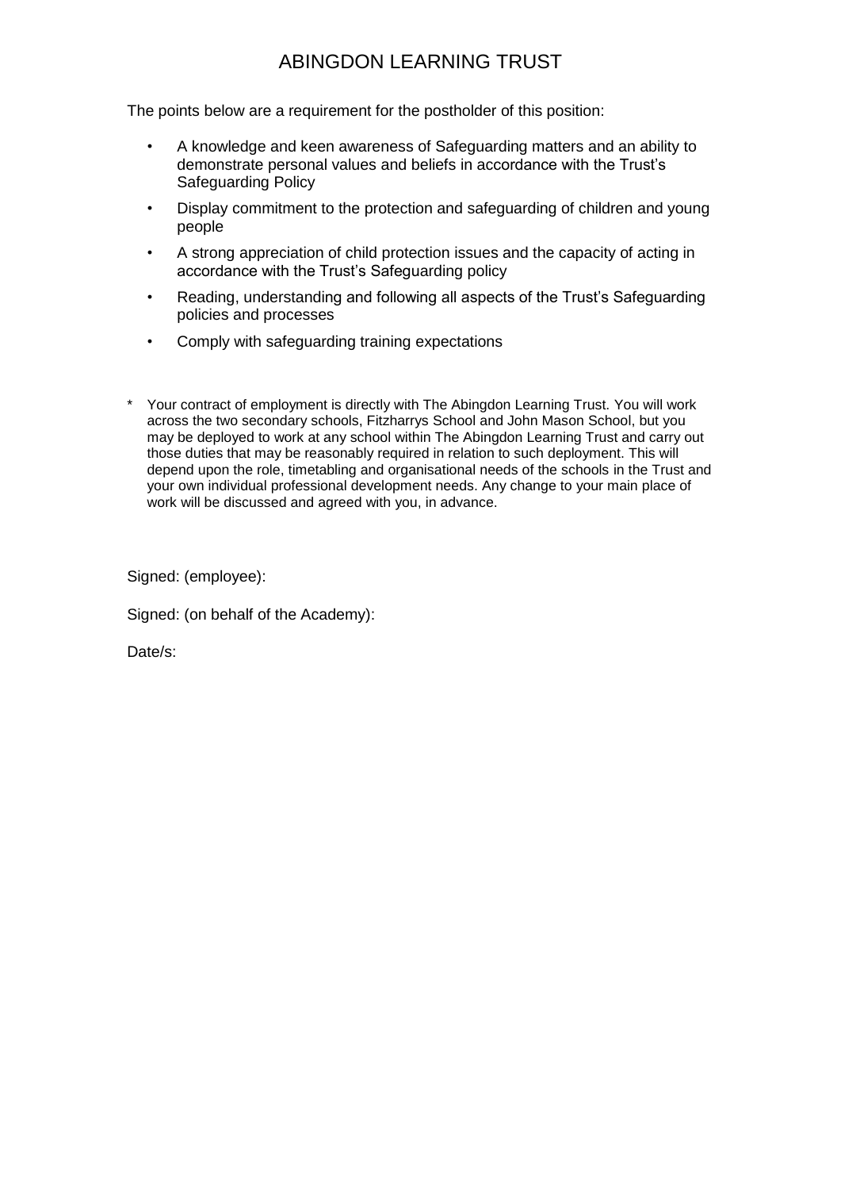# ABINGDON LEARNING TRUST

The points below are a requirement for the postholder of this position:

- A knowledge and keen awareness of Safeguarding matters and an ability to demonstrate personal values and beliefs in accordance with the Trust's Safeguarding Policy
- Display commitment to the protection and safeguarding of children and young people
- A strong appreciation of child protection issues and the capacity of acting in accordance with the Trust's Safeguarding policy
- Reading, understanding and following all aspects of the Trust's Safeguarding policies and processes
- Comply with safeguarding training expectations

\* Your contract of employment is directly with The Abingdon Learning Trust. You will work across the two secondary schools, Fitzharrys School and John Mason School, but you may be deployed to work at any school within The Abingdon Learning Trust and carry out those duties that may be reasonably required in relation to such deployment. This will depend upon the role, timetabling and organisational needs of the schools in the Trust and your own individual professional development needs. Any change to your main place of work will be discussed and agreed with you, in advance.

Signed: (employee):

Signed: (on behalf of the Academy):

Date/s: